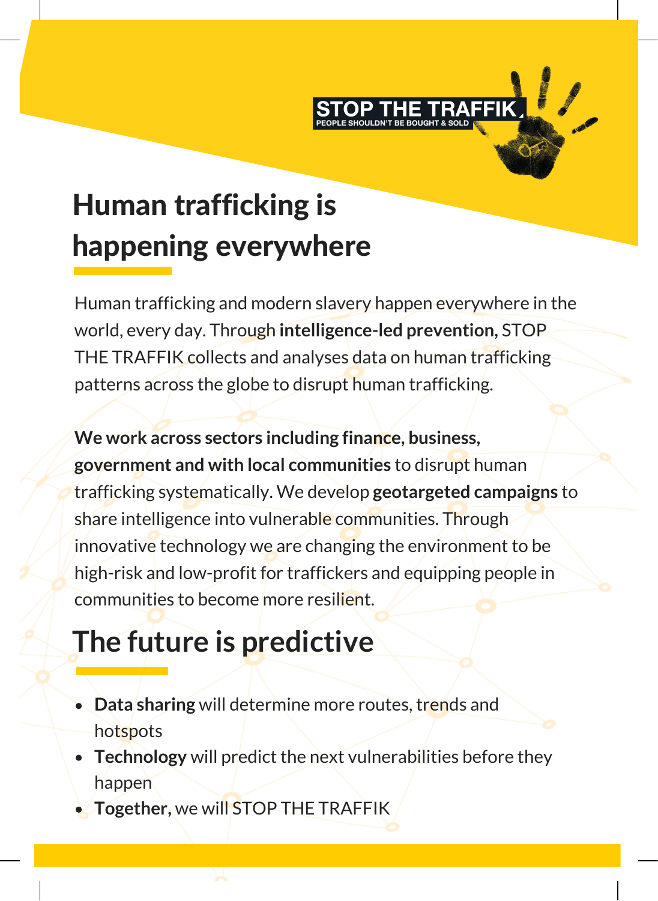STOP THE TRAFFIK
PEOPLE SHOULDN'T BE BOUGHT & SOLD

# Human trafficking is happening everywhere

Human trafficking and modern slavery happen everywhere in the world, every day. Through **intelligence-led prevention,** STOP THE TRAFFIK collects and analyses data on human trafficking patterns across the globe to disrupt human trafficking.

**We work across sectors including finance, business, government and with local communities** to disrupt human trafficking systematically. We develop **geotargeted campaigns** to share intelligence into vulnerable communities. Through innovative technology we are changing the environment to be high-risk and low-profit for traffickers and equipping people in communities to become more resilient.

# The future is predictive

- **Data sharing** will determine more routes, trends and hotspots
- **Technology** will predict the next vulnerabilities before they happen
- **Together,** we will STOP THE TRAFFIK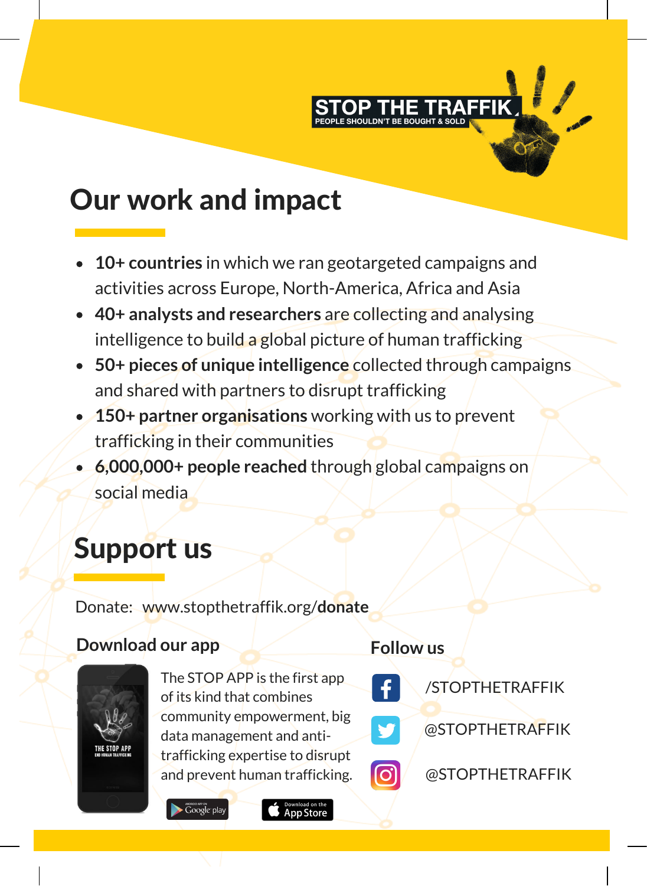STOP THE TRAFFIK

PEOPLE SHOULDN'T BE BOUGHT & SOLD

# Our work and impact

- **10+ countries** in which we ran geotargeted campaigns and activities across Europe, North-America, Africa and Asia
- **40+ analysts and researchers** are collecting and analysing intelligence to build a global picture of human trafficking
- **50+ pieces of unique intelligence** collected through campaigns and shared with partners to disrupt trafficking
- **150+ partner organisations** working with us to prevent trafficking in their communities
- **6,000,000+ people reached** through global campaigns on social media

# Support us

Donate: www.stopthetraffik.org/**donate**

### Download our app

The STOP APP is the first app of its kind that combines community empowerment, big data management and anti-trafficking expertise to disrupt and prevent human trafficking.

### Follow us

/STOPTHETRAFFIK

@STOPTHETRAFFIK

@STOPTHETRAFFIK